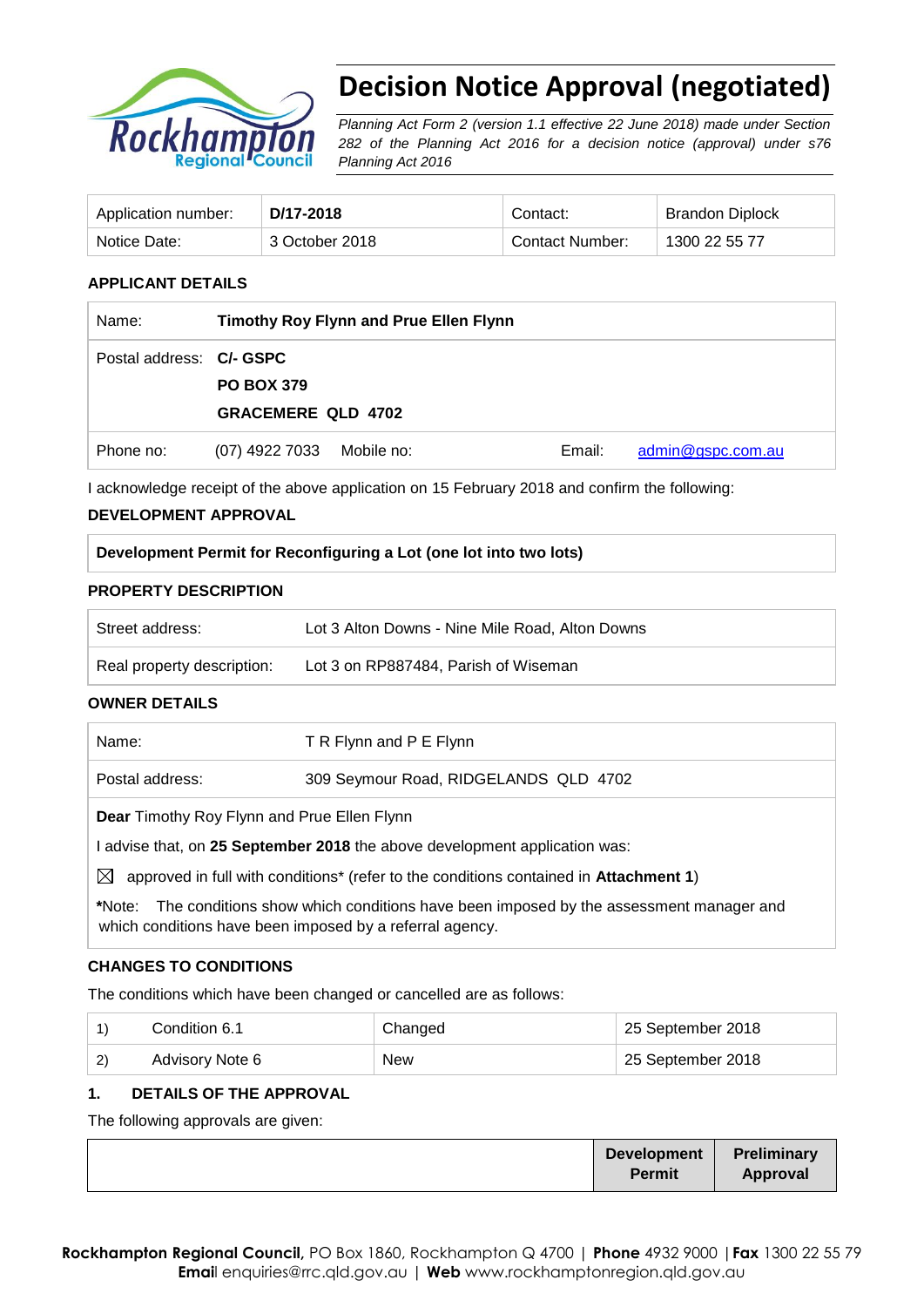# Decision Notice Approval (negotiated)

*Planning Act Form 2 (version 1.1 effective 22 June 2018) made under Section 282 of the Planning Act 2016 for a decision notice (approval) under s76 Planning Act 2016*

| Application number: | **D/17-2018** | Contact: | Brandon Diplock |
|---|---|---|---|
| Notice Date: | 3 October 2018 | Contact Number: | 1300 22 55 77 |

## APPLICANT DETAILS

| Name: | **Timothy Roy Flynn and Prue Ellen Flynn** | | |
|---|---|---|---|
| Postal address: | **C/- GSPC**<br>**PO BOX 379**<br>**GRACEMERE QLD 4702** | | |
| Phone no: | (07) 4922 7033 Mobile no: | Email: | admin@gspc.com.au |

I acknowledge receipt of the above application on 15 February 2018 and confirm the following:

## DEVELOPMENT APPROVAL

**Development Permit for Reconfiguring a Lot (one lot into two lots)**

## PROPERTY DESCRIPTION

| Street address: | Lot 3 Alton Downs - Nine Mile Road, Alton Downs |
|---|---|
| Real property description: | Lot 3 on RP887484, Parish of Wiseman |

## OWNER DETAILS

| Name: | T R Flynn and P E Flynn |
|---|---|
| Postal address: | 309 Seymour Road, RIDGELANDS QLD 4702 |

**Dear** Timothy Roy Flynn and Prue Ellen Flynn

I advise that, on **25 September 2018** the above development application was:

☒ approved in full with conditions* (refer to the conditions contained in **Attachment 1**)

***Note:** The conditions show which conditions have been imposed by the assessment manager and which conditions have been imposed by a referral agency.

## CHANGES TO CONDITIONS

The conditions which have been changed or cancelled are as follows:

| 1) | Condition 6.1 | Changed | 25 September 2018 |
|---|---|---|---|
| 2) | Advisory Note 6 | New | 25 September 2018 |

## 1. DETAILS OF THE APPROVAL

The following approvals are given:

| | **Development Permit** | **Preliminary Approval** |
|---|---|---|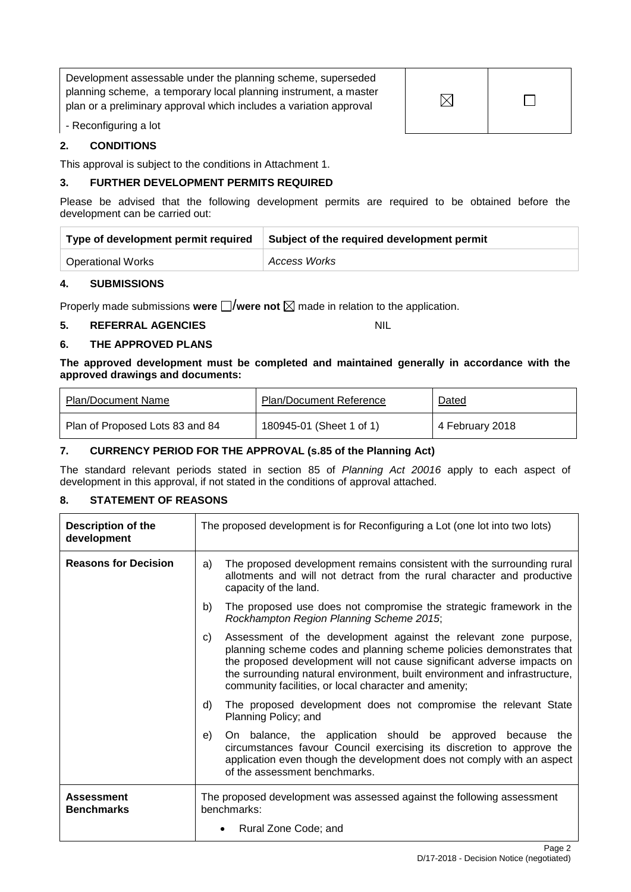| Development assessable under the planning scheme, superseded planning scheme, a temporary local planning instrument, a master plan or a preliminary approval which includes a variation approval | ☒ | ☐ |
| --- | --- | --- |

- Reconfiguring a lot

## 2. CONDITIONS

This approval is subject to the conditions in Attachment 1.

## 3. FURTHER DEVELOPMENT PERMITS REQUIRED

Please be advised that the following development permits are required to be obtained before the development can be carried out:

| Type of development permit required | Subject of the required development permit |
| --- | --- |
| Operational Works | *Access Works* |

## 4. SUBMISSIONS

Properly made submissions **were** ☐/**were not** ☒ made in relation to the application.

## 5. REFERRAL AGENCIES NIL

## 6. THE APPROVED PLANS

**The approved development must be completed and maintained generally in accordance with the approved drawings and documents:**

| Plan/Document Name | Plan/Document Reference | Dated |
| --- | --- | --- |
| Plan of Proposed Lots 83 and 84 | 180945-01 (Sheet 1 of 1) | 4 February 2018 |

## 7. CURRENCY PERIOD FOR THE APPROVAL (s.85 of the Planning Act)

The standard relevant periods stated in section 85 of *Planning Act 20016* apply to each aspect of development in this approval, if not stated in the conditions of approval attached.

## 8. STATEMENT OF REASONS

| **Description of the development** | The proposed development is for Reconfiguring a Lot (one lot into two lots) |
| --- | --- |
| **Reasons for Decision** | a) The proposed development remains consistent with the surrounding rural allotments and will not detract from the rural character and productive capacity of the land. <br> b) The proposed use does not compromise the strategic framework in the *Rockhampton Region Planning Scheme 2015*; <br> c) Assessment of the development against the relevant zone purpose, planning scheme codes and planning scheme policies demonstrates that the proposed development will not cause significant adverse impacts on the surrounding natural environment, built environment and infrastructure, community facilities, or local character and amenity; <br> d) The proposed development does not compromise the relevant State Planning Policy; and <br> e) On balance, the application should be approved because the circumstances favour Council exercising its discretion to approve the application even though the development does not comply with an aspect of the assessment benchmarks. |
| **Assessment Benchmarks** | The proposed development was assessed against the following assessment benchmarks: <br> • Rural Zone Code; and |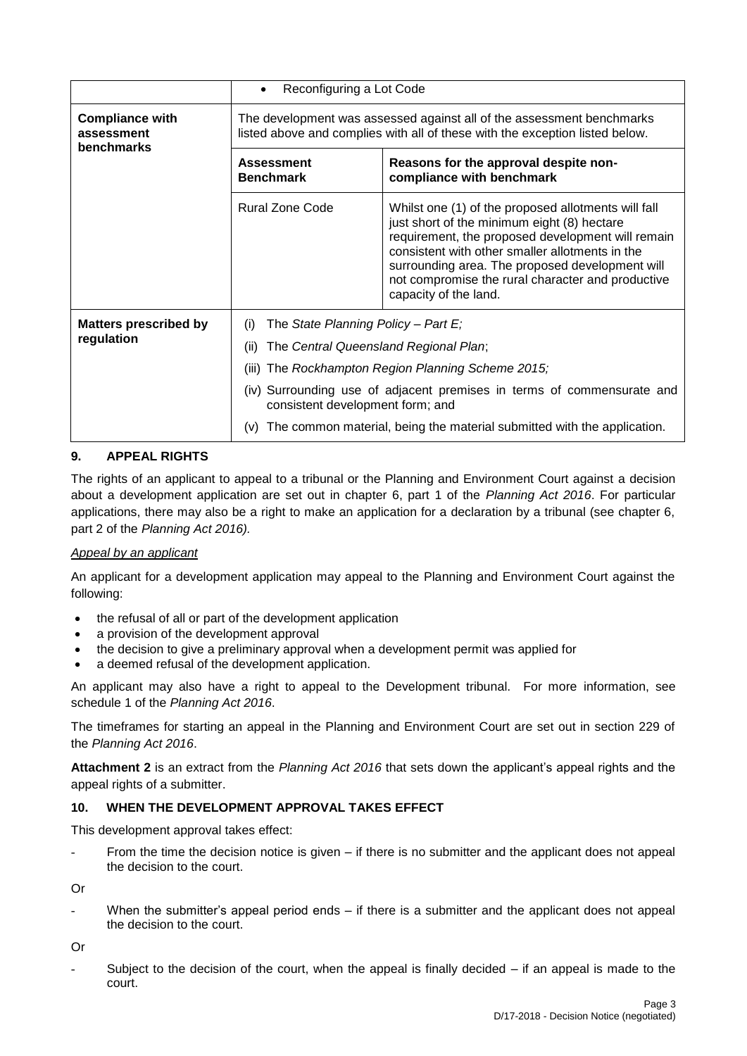|  | Reconfiguring a Lot Code |  |
|---|---|---|
| **Compliance with assessment benchmarks** | The development was assessed against all of the assessment benchmarks listed above and complies with all of these with the exception listed below. |  |
|  | **Assessment Benchmark** | **Reasons for the approval despite non-compliance with benchmark** |
|  | Rural Zone Code | Whilst one (1) of the proposed allotments will fall just short of the minimum eight (8) hectare requirement, the proposed development will remain consistent with other smaller allotments in the surrounding area. The proposed development will not compromise the rural character and productive capacity of the land. |
| **Matters prescribed by regulation** | (i) The *State Planning Policy – Part E;*<br>(ii) The *Central Queensland Regional Plan*;<br>(iii) The *Rockhampton Region Planning Scheme 2015;*<br>(iv) Surrounding use of adjacent premises in terms of commensurate and consistent development form; and<br>(v) The common material, being the material submitted with the application. |  |

## 9. APPEAL RIGHTS

The rights of an applicant to appeal to a tribunal or the Planning and Environment Court against a decision about a development application are set out in chapter 6, part 1 of the *Planning Act 2016*. For particular applications, there may also be a right to make an application for a declaration by a tribunal (see chapter 6, part 2 of the *Planning Act 2016).*

*Appeal by an applicant*

An applicant for a development application may appeal to the Planning and Environment Court against the following:

- the refusal of all or part of the development application
- a provision of the development approval
- the decision to give a preliminary approval when a development permit was applied for
- a deemed refusal of the development application.

An applicant may also have a right to appeal to the Development tribunal. For more information, see schedule 1 of the *Planning Act 2016*.

The timeframes for starting an appeal in the Planning and Environment Court are set out in section 229 of the *Planning Act 2016*.

**Attachment 2** is an extract from the *Planning Act 2016* that sets down the applicant's appeal rights and the appeal rights of a submitter.

## 10. WHEN THE DEVELOPMENT APPROVAL TAKES EFFECT

This development approval takes effect:

- From the time the decision notice is given – if there is no submitter and the applicant does not appeal the decision to the court.

Or

- When the submitter's appeal period ends – if there is a submitter and the applicant does not appeal the decision to the court.

Or

- Subject to the decision of the court, when the appeal is finally decided – if an appeal is made to the court.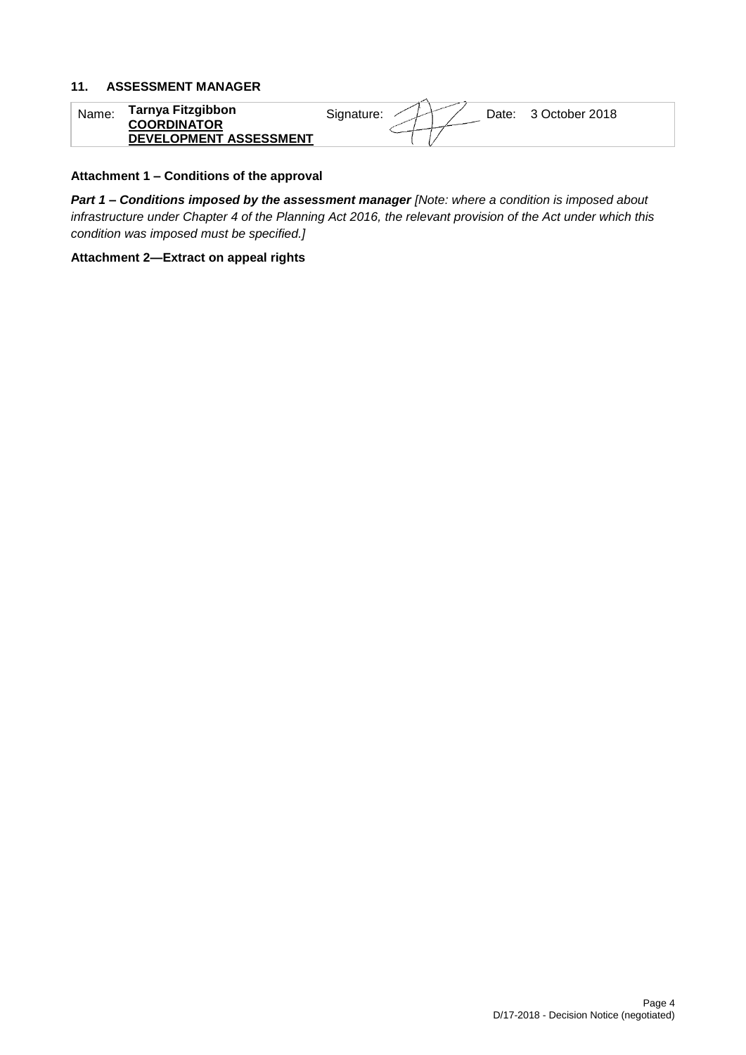## 11. ASSESSMENT MANAGER

| Name: | Tarnya Fitzgibbon<br>**COORDINATOR**<br>**DEVELOPMENT ASSESSMENT** | Signature: | | Date: | 3 October 2018 |
|---|---|---|---|---|---|

**Attachment 1 – Conditions of the approval**

***Part 1 – Conditions imposed by the assessment manager*** *[Note: where a condition is imposed about infrastructure under Chapter 4 of the Planning Act 2016, the relevant provision of the Act under which this condition was imposed must be specified.]*

**Attachment 2—Extract on appeal rights**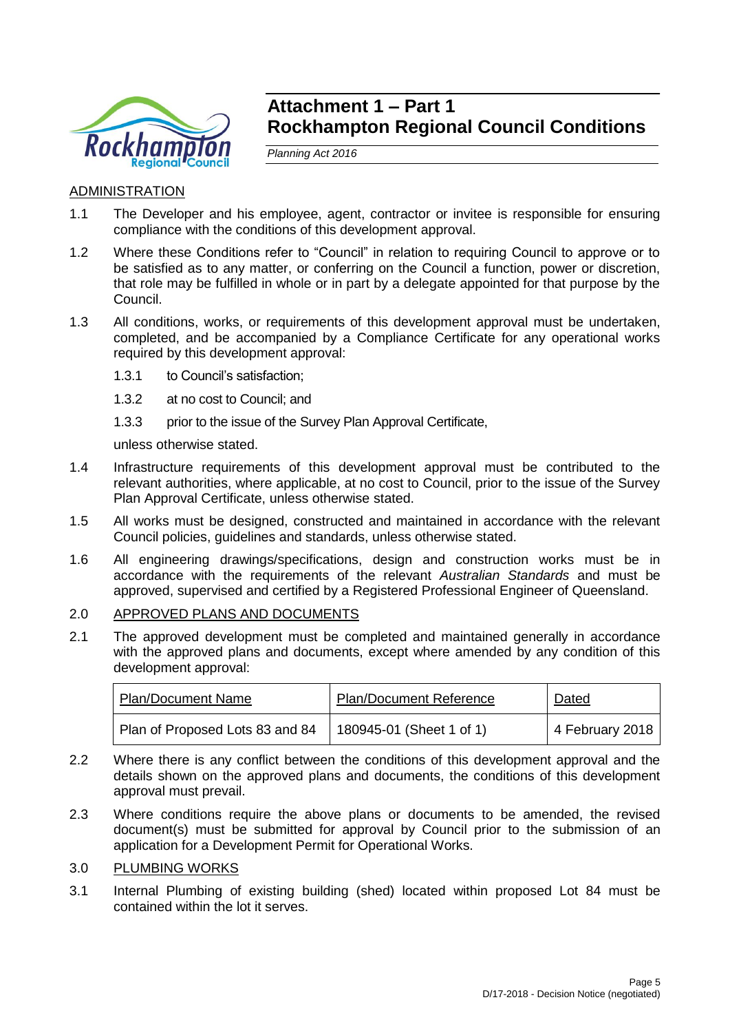# Attachment 1 – Part 1
# Rockhampton Regional Council Conditions

*Planning Act 2016*

ADMINISTRATION

1.1 The Developer and his employee, agent, contractor or invitee is responsible for ensuring compliance with the conditions of this development approval.

1.2 Where these Conditions refer to "Council" in relation to requiring Council to approve or to be satisfied as to any matter, or conferring on the Council a function, power or discretion, that role may be fulfilled in whole or in part by a delegate appointed for that purpose by the Council.

1.3 All conditions, works, or requirements of this development approval must be undertaken, completed, and be accompanied by a Compliance Certificate for any operational works required by this development approval:

1.3.1 to Council's satisfaction;

1.3.2 at no cost to Council; and

1.3.3 prior to the issue of the Survey Plan Approval Certificate,

unless otherwise stated.

1.4 Infrastructure requirements of this development approval must be contributed to the relevant authorities, where applicable, at no cost to Council, prior to the issue of the Survey Plan Approval Certificate, unless otherwise stated.

1.5 All works must be designed, constructed and maintained in accordance with the relevant Council policies, guidelines and standards, unless otherwise stated.

1.6 All engineering drawings/specifications, design and construction works must be in accordance with the requirements of the relevant *Australian Standards* and must be approved, supervised and certified by a Registered Professional Engineer of Queensland.

2.0 APPROVED PLANS AND DOCUMENTS

2.1 The approved development must be completed and maintained generally in accordance with the approved plans and documents, except where amended by any condition of this development approval:

| Plan/Document Name | Plan/Document Reference | Dated |
| --- | --- | --- |
| Plan of Proposed Lots 83 and 84 | 180945-01 (Sheet 1 of 1) | 4 February 2018 |

2.2 Where there is any conflict between the conditions of this development approval and the details shown on the approved plans and documents, the conditions of this development approval must prevail.

2.3 Where conditions require the above plans or documents to be amended, the revised document(s) must be submitted for approval by Council prior to the submission of an application for a Development Permit for Operational Works.

3.0 PLUMBING WORKS

3.1 Internal Plumbing of existing building (shed) located within proposed Lot 84 must be contained within the lot it serves.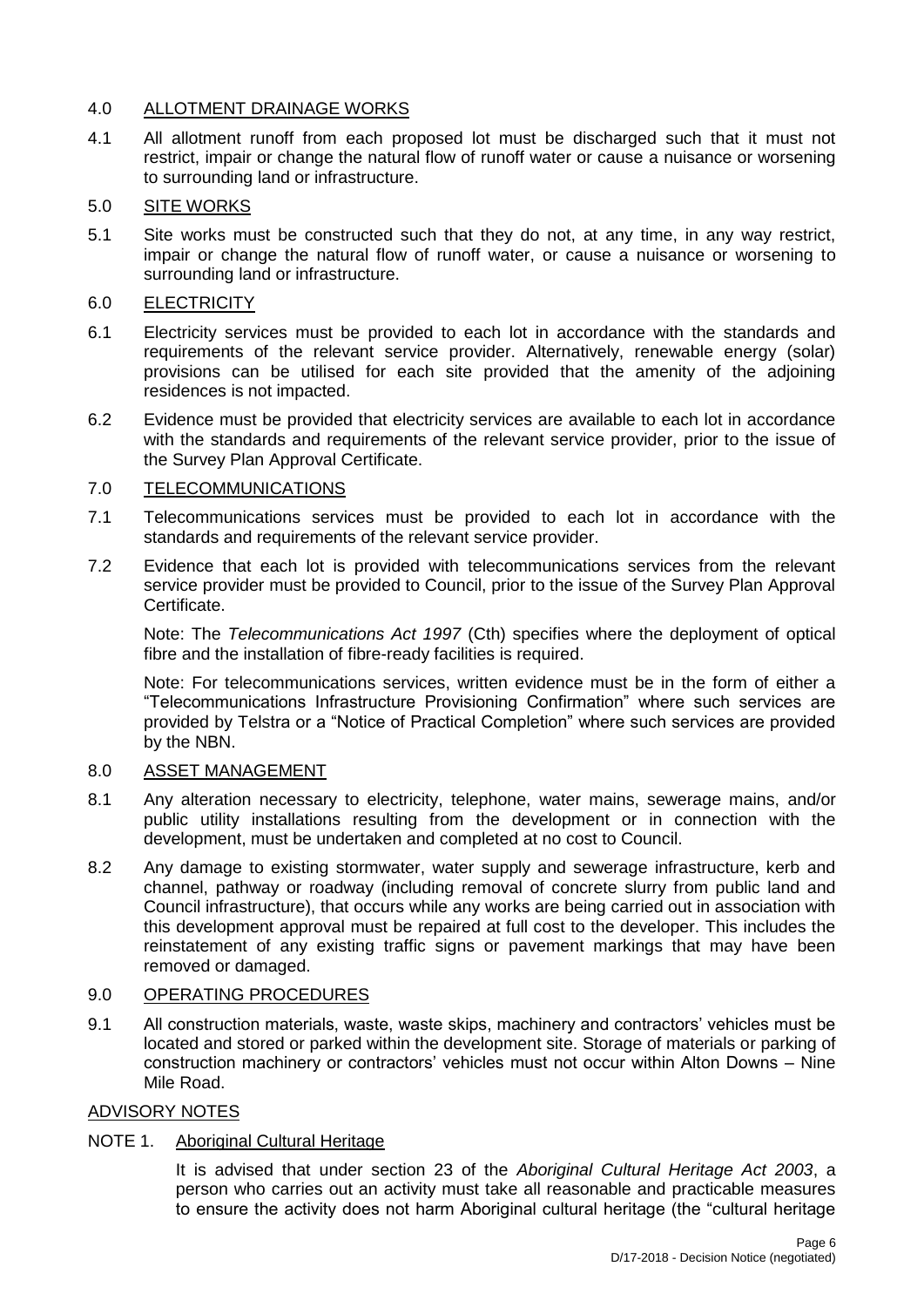## 4.0 ALLOTMENT DRAINAGE WORKS

4.1 All allotment runoff from each proposed lot must be discharged such that it must not restrict, impair or change the natural flow of runoff water or cause a nuisance or worsening to surrounding land or infrastructure.

## 5.0 SITE WORKS

5.1 Site works must be constructed such that they do not, at any time, in any way restrict, impair or change the natural flow of runoff water, or cause a nuisance or worsening to surrounding land or infrastructure.

## 6.0 ELECTRICITY

6.1 Electricity services must be provided to each lot in accordance with the standards and requirements of the relevant service provider. Alternatively, renewable energy (solar) provisions can be utilised for each site provided that the amenity of the adjoining residences is not impacted.

6.2 Evidence must be provided that electricity services are available to each lot in accordance with the standards and requirements of the relevant service provider, prior to the issue of the Survey Plan Approval Certificate.

## 7.0 TELECOMMUNICATIONS

7.1 Telecommunications services must be provided to each lot in accordance with the standards and requirements of the relevant service provider.

7.2 Evidence that each lot is provided with telecommunications services from the relevant service provider must be provided to Council, prior to the issue of the Survey Plan Approval Certificate.

Note: The *Telecommunications Act 1997* (Cth) specifies where the deployment of optical fibre and the installation of fibre-ready facilities is required.

Note: For telecommunications services, written evidence must be in the form of either a "Telecommunications Infrastructure Provisioning Confirmation" where such services are provided by Telstra or a "Notice of Practical Completion" where such services are provided by the NBN.

## 8.0 ASSET MANAGEMENT

8.1 Any alteration necessary to electricity, telephone, water mains, sewerage mains, and/or public utility installations resulting from the development or in connection with the development, must be undertaken and completed at no cost to Council.

8.2 Any damage to existing stormwater, water supply and sewerage infrastructure, kerb and channel, pathway or roadway (including removal of concrete slurry from public land and Council infrastructure), that occurs while any works are being carried out in association with this development approval must be repaired at full cost to the developer. This includes the reinstatement of any existing traffic signs or pavement markings that may have been removed or damaged.

## 9.0 OPERATING PROCEDURES

9.1 All construction materials, waste, waste skips, machinery and contractors' vehicles must be located and stored or parked within the development site. Storage of materials or parking of construction machinery or contractors' vehicles must not occur within Alton Downs – Nine Mile Road.

## ADVISORY NOTES

### NOTE 1. Aboriginal Cultural Heritage

It is advised that under section 23 of the *Aboriginal Cultural Heritage Act 2003*, a person who carries out an activity must take all reasonable and practicable measures to ensure the activity does not harm Aboriginal cultural heritage (the "cultural heritage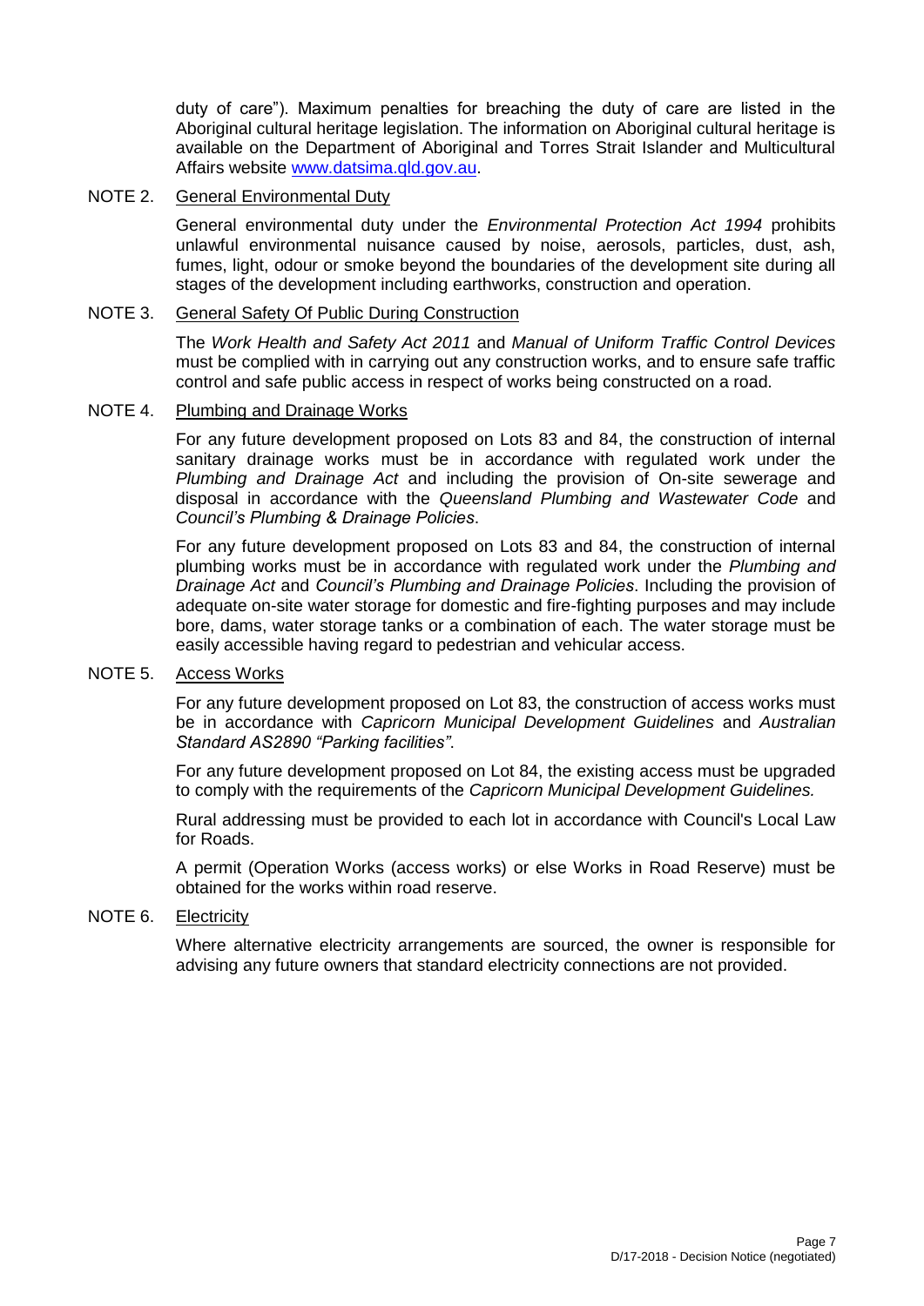duty of care"). Maximum penalties for breaching the duty of care are listed in the Aboriginal cultural heritage legislation. The information on Aboriginal cultural heritage is available on the Department of Aboriginal and Torres Strait Islander and Multicultural Affairs website www.datsima.qld.gov.au.

NOTE 2. General Environmental Duty

General environmental duty under the *Environmental Protection Act 1994* prohibits unlawful environmental nuisance caused by noise, aerosols, particles, dust, ash, fumes, light, odour or smoke beyond the boundaries of the development site during all stages of the development including earthworks, construction and operation.

NOTE 3. General Safety Of Public During Construction

The *Work Health and Safety Act 2011* and *Manual of Uniform Traffic Control Devices* must be complied with in carrying out any construction works, and to ensure safe traffic control and safe public access in respect of works being constructed on a road.

NOTE 4. Plumbing and Drainage Works

For any future development proposed on Lots 83 and 84, the construction of internal sanitary drainage works must be in accordance with regulated work under the *Plumbing and Drainage Act* and including the provision of On-site sewerage and disposal in accordance with the *Queensland Plumbing and Wastewater Code* and *Council's Plumbing & Drainage Policies*.

For any future development proposed on Lots 83 and 84, the construction of internal plumbing works must be in accordance with regulated work under the *Plumbing and Drainage Act* and *Council's Plumbing and Drainage Policies*. Including the provision of adequate on-site water storage for domestic and fire-fighting purposes and may include bore, dams, water storage tanks or a combination of each. The water storage must be easily accessible having regard to pedestrian and vehicular access.

NOTE 5. Access Works

For any future development proposed on Lot 83, the construction of access works must be in accordance with *Capricorn Municipal Development Guidelines* and *Australian Standard AS2890 "Parking facilities"*.

For any future development proposed on Lot 84, the existing access must be upgraded to comply with the requirements of the *Capricorn Municipal Development Guidelines.*

Rural addressing must be provided to each lot in accordance with Council's Local Law for Roads.

A permit (Operation Works (access works) or else Works in Road Reserve) must be obtained for the works within road reserve.

NOTE 6. Electricity

Where alternative electricity arrangements are sourced, the owner is responsible for advising any future owners that standard electricity connections are not provided.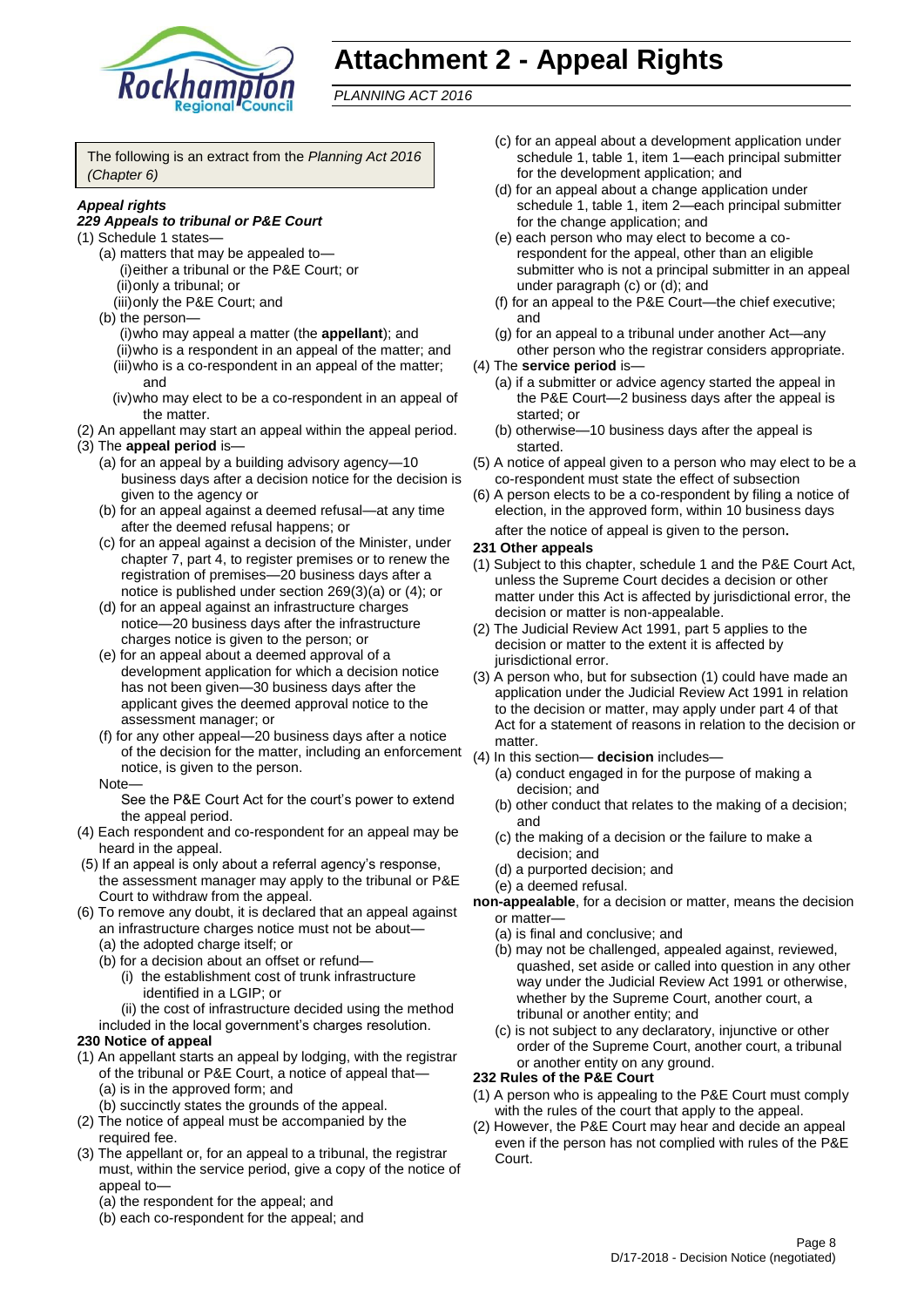# Attachment 2 - Appeal Rights

*PLANNING ACT 2016*

The following is an extract from the *Planning Act 2016 (Chapter 6)*

### *Appeal rights*

#### *229 Appeals to tribunal or P&E Court*

(1) Schedule 1 states—
  - (a) matters that may be appealed to—
    - (i) either a tribunal or the P&E Court; or
    - (ii) only a tribunal; or
    - (iii) only the P&E Court; and
  - (b) the person—
    - (i) who may appeal a matter (the **appellant**); and
    - (ii) who is a respondent in an appeal of the matter; and
    - (iii) who is a co-respondent in an appeal of the matter; and
    - (iv) who may elect to be a co-respondent in an appeal of the matter.

(2) An appellant may start an appeal within the appeal period.

(3) The **appeal period** is—
  - (a) for an appeal by a building advisory agency—10 business days after a decision notice for the decision is given to the agency or
  - (b) for an appeal against a deemed refusal—at any time after the deemed refusal happens; or
  - (c) for an appeal against a decision of the Minister, under chapter 7, part 4, to register premises or to renew the registration of premises—20 business days after a notice is published under section 269(3)(a) or (4); or
  - (d) for an appeal against an infrastructure charges notice—20 business days after the infrastructure charges notice is given to the person; or
  - (e) for an appeal about a deemed approval of a development application for which a decision notice has not been given—30 business days after the applicant gives the deemed approval notice to the assessment manager; or
  - (f) for any other appeal—20 business days after a notice of the decision for the matter, including an enforcement notice, is given to the person.

  Note—

  See the P&E Court Act for the court's power to extend the appeal period.

(4) Each respondent and co-respondent for an appeal may be heard in the appeal.

(5) If an appeal is only about a referral agency's response, the assessment manager may apply to the tribunal or P&E Court to withdraw from the appeal.

(6) To remove any doubt, it is declared that an appeal against an infrastructure charges notice must not be about—
  - (a) the adopted charge itself; or
  - (b) for a decision about an offset or refund—
    - (i) the establishment cost of trunk infrastructure identified in a LGIP; or
    - (ii) the cost of infrastructure decided using the method

  included in the local government's charges resolution.

#### 230 Notice of appeal

(1) An appellant starts an appeal by lodging, with the registrar of the tribunal or P&E Court, a notice of appeal that—
  - (a) is in the approved form; and
  - (b) succinctly states the grounds of the appeal.

(2) The notice of appeal must be accompanied by the required fee.

(3) The appellant or, for an appeal to a tribunal, the registrar must, within the service period, give a copy of the notice of appeal to—
  - (a) the respondent for the appeal; and
  - (b) each co-respondent for the appeal; and
  - (c) for an appeal about a development application under schedule 1, table 1, item 1—each principal submitter for the development application; and
  - (d) for an appeal about a change application under schedule 1, table 1, item 2—each principal submitter for the change application; and
  - (e) each person who may elect to become a co-respondent for the appeal, other than an eligible submitter who is not a principal submitter in an appeal under paragraph (c) or (d); and
  - (f) for an appeal to the P&E Court—the chief executive; and
  - (g) for an appeal to a tribunal under another Act—any other person who the registrar considers appropriate.

(4) The **service period** is—
  - (a) if a submitter or advice agency started the appeal in the P&E Court—2 business days after the appeal is started; or
  - (b) otherwise—10 business days after the appeal is started.

(5) A notice of appeal given to a person who may elect to be a co-respondent must state the effect of subsection

(6) A person elects to be a co-respondent by filing a notice of election, in the approved form, within 10 business days after the notice of appeal is given to the person**.**

#### 231 Other appeals

(1) Subject to this chapter, schedule 1 and the P&E Court Act, unless the Supreme Court decides a decision or other matter under this Act is affected by jurisdictional error, the decision or matter is non-appealable.

(2) The Judicial Review Act 1991, part 5 applies to the decision or matter to the extent it is affected by jurisdictional error.

(3) A person who, but for subsection (1) could have made an application under the Judicial Review Act 1991 in relation to the decision or matter, may apply under part 4 of that Act for a statement of reasons in relation to the decision or matter.

(4) In this section— **decision** includes—
  - (a) conduct engaged in for the purpose of making a decision; and
  - (b) other conduct that relates to the making of a decision; and
  - (c) the making of a decision or the failure to make a decision; and
  - (d) a purported decision; and
  - (e) a deemed refusal.

**non-appealable**, for a decision or matter, means the decision or matter—
  - (a) is final and conclusive; and
  - (b) may not be challenged, appealed against, reviewed, quashed, set aside or called into question in any other way under the Judicial Review Act 1991 or otherwise, whether by the Supreme Court, another court, a tribunal or another entity; and
  - (c) is not subject to any declaratory, injunctive or other order of the Supreme Court, another court, a tribunal or another entity on any ground.

#### 232 Rules of the P&E Court

(1) A person who is appealing to the P&E Court must comply with the rules of the court that apply to the appeal.

(2) However, the P&E Court may hear and decide an appeal even if the person has not complied with rules of the P&E Court.

D/17-2018 - Decision Notice (negotiated)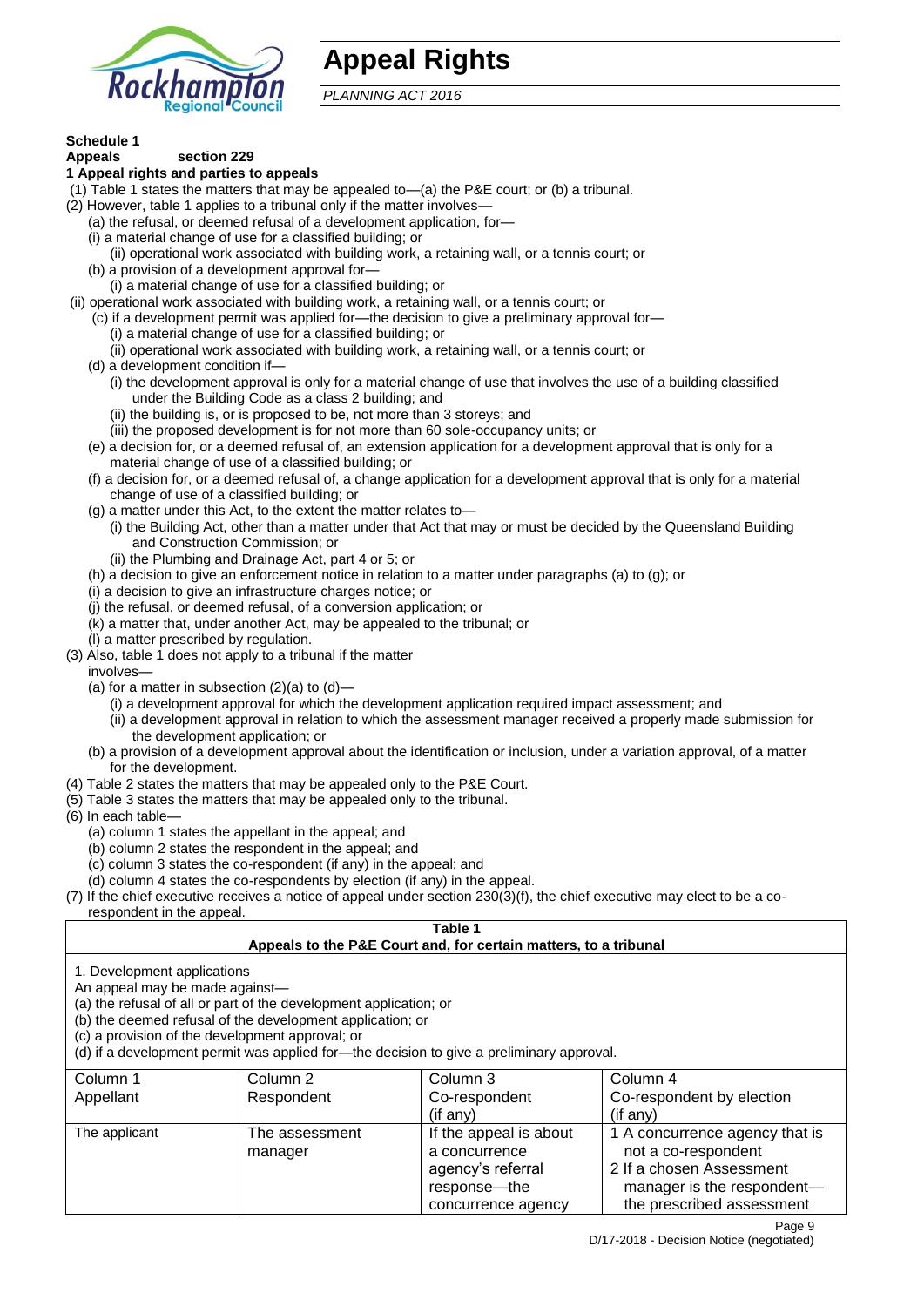# Appeal Rights

*PLANNING ACT 2016*

**Schedule 1**
**Appeals section 229**

**1 Appeal rights and parties to appeals**

(1) Table 1 states the matters that may be appealed to—(a) the P&E court; or (b) a tribunal.

(2) However, table 1 applies to a tribunal only if the matter involves—

(a) the refusal, or deemed refusal of a development application, for—

(i) a material change of use for a classified building; or

(ii) operational work associated with building work, a retaining wall, or a tennis court; or

(b) a provision of a development approval for—

(i) a material change of use for a classified building; or

(ii) operational work associated with building work, a retaining wall, or a tennis court; or

(c) if a development permit was applied for—the decision to give a preliminary approval for—

(i) a material change of use for a classified building; or

(ii) operational work associated with building work, a retaining wall, or a tennis court; or

(d) a development condition if—

(i) the development approval is only for a material change of use that involves the use of a building classified under the Building Code as a class 2 building; and

(ii) the building is, or is proposed to be, not more than 3 storeys; and

(iii) the proposed development is for not more than 60 sole-occupancy units; or

(e) a decision for, or a deemed refusal of, an extension application for a development approval that is only for a material change of use of a classified building; or

(f) a decision for, or a deemed refusal of, a change application for a development approval that is only for a material change of use of a classified building; or

(g) a matter under this Act, to the extent the matter relates to—

(i) the Building Act, other than a matter under that Act that may or must be decided by the Queensland Building and Construction Commission; or

(ii) the Plumbing and Drainage Act, part 4 or 5; or

(h) a decision to give an enforcement notice in relation to a matter under paragraphs (a) to (g); or

(i) a decision to give an infrastructure charges notice; or

(j) the refusal, or deemed refusal, of a conversion application; or

(k) a matter that, under another Act, may be appealed to the tribunal; or

(l) a matter prescribed by regulation.

(3) Also, table 1 does not apply to a tribunal if the matter involves—

(a) for a matter in subsection (2)(a) to (d)—

(i) a development approval for which the development application required impact assessment; and

(ii) a development approval in relation to which the assessment manager received a properly made submission for the development application; or

(b) a provision of a development approval about the identification or inclusion, under a variation approval, of a matter for the development.

(4) Table 2 states the matters that may be appealed only to the P&E Court.

(5) Table 3 states the matters that may be appealed only to the tribunal.

(6) In each table—

(a) column 1 states the appellant in the appeal; and

(b) column 2 states the respondent in the appeal; and

(c) column 3 states the co-respondent (if any) in the appeal; and

(d) column 4 states the co-respondents by election (if any) in the appeal.

(7) If the chief executive receives a notice of appeal under section 230(3)(f), the chief executive may elect to be a co-respondent in the appeal.

**Table 1**
**Appeals to the P&E Court and, for certain matters, to a tribunal**

1. Development applications

An appeal may be made against—

(a) the refusal of all or part of the development application; or

(b) the deemed refusal of the development application; or

(c) a provision of the development approval; or

(d) if a development permit was applied for—the decision to give a preliminary approval.

| Column 1<br>Appellant | Column 2<br>Respondent | Column 3<br>Co-respondent<br>(if any) | Column 4<br>Co-respondent by election<br>(if any) |
|---|---|---|---|
| The applicant | The assessment manager | If the appeal is about a concurrence agency's referral response—the concurrence agency | 1 A concurrence agency that is not a co-respondent<br>2 If a chosen Assessment manager is the respondent—the prescribed assessment |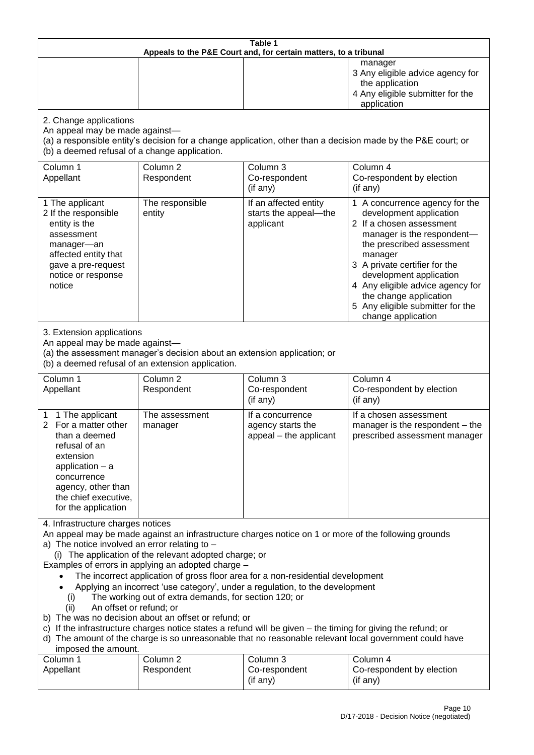**Table 1**
**Appeals to the P&E Court and, for certain matters, to a tribunal**

| | | | |
|---|---|---|---|
| | | | manager<br>3 Any eligible advice agency for the application<br>4 Any eligible submitter for the application |

2. Change applications
An appeal may be made against—
(a) a responsible entity's decision for a change application, other than a decision made by the P&E court; or
(b) a deemed refusal of a change application.

| Column 1<br>Appellant | Column 2<br>Respondent | Column 3<br>Co-respondent<br>(if any) | Column 4<br>Co-respondent by election<br>(if any) |
|---|---|---|---|
| 1 The applicant<br>2 If the responsible entity is the assessment manager—an affected entity that gave a pre-request notice or response notice | The responsible entity | If an affected entity starts the appeal—the applicant | 1 A concurrence agency for the development application<br>2 If a chosen assessment manager is the respondent—the prescribed assessment manager<br>3 A private certifier for the development application<br>4 Any eligible advice agency for the change application<br>5 Any eligible submitter for the change application |

3. Extension applications
An appeal may be made against—
(a) the assessment manager's decision about an extension application; or
(b) a deemed refusal of an extension application.

| Column 1<br>Appellant | Column 2<br>Respondent | Column 3<br>Co-respondent<br>(if any) | Column 4<br>Co-respondent by election<br>(if any) |
|---|---|---|---|
| 1 1 The applicant<br>2 For a matter other than a deemed refusal of an extension application – a concurrence agency, other than the chief executive, for the application | The assessment manager | If a concurrence agency starts the appeal – the applicant | If a chosen assessment manager is the respondent – the prescribed assessment manager |

4. Infrastructure charges notices
An appeal may be made against an infrastructure charges notice on 1 or more of the following grounds
a) The notice involved an error relating to –
  (i) The application of the relevant adopted charge; or
Examples of errors in applying an adopted charge –
- The incorrect application of gross floor area for a non-residential development
- Applying an incorrect 'use category', under a regulation, to the development
  (i) The working out of extra demands, for section 120; or
  (ii) An offset or refund; or
b) The was no decision about an offset or refund; or
c) If the infrastructure charges notice states a refund will be given – the timing for giving the refund; or
d) The amount of the charge is so unreasonable that no reasonable relevant local government could have imposed the amount.

| Column 1<br>Appellant | Column 2<br>Respondent | Column 3<br>Co-respondent<br>(if any) | Column 4<br>Co-respondent by election<br>(if any) |
|---|---|---|---|

D/17-2018 - Decision Notice (negotiated)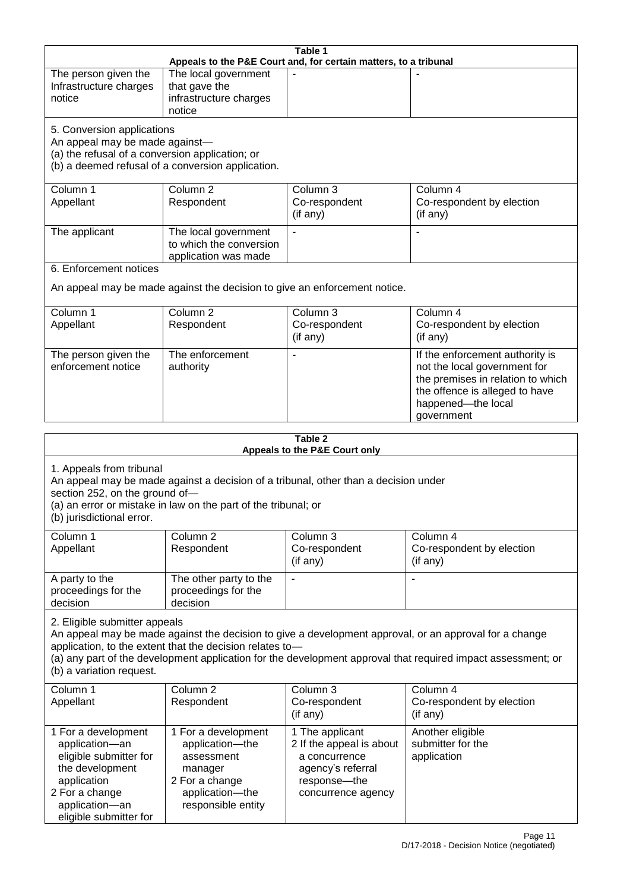| Table 1<br>Appeals to the P&E Court and, for certain matters, to a tribunal | | | |
|---|---|---|---|
| The person given the Infrastructure charges notice | The local government that gave the infrastructure charges notice | - | - |
| 5. Conversion applications<br>An appeal may be made against—<br>(a) the refusal of a conversion application; or<br>(b) a deemed refusal of a conversion application. | | | |
| Column 1<br>Appellant | Column 2<br>Respondent | Column 3<br>Co-respondent<br>(if any) | Column 4<br>Co-respondent by election<br>(if any) |
| The applicant | The local government to which the conversion application was made | - | - |
| 6. Enforcement notices<br><br>An appeal may be made against the decision to give an enforcement notice. | | | |
| Column 1<br>Appellant | Column 2<br>Respondent | Column 3<br>Co-respondent<br>(if any) | Column 4<br>Co-respondent by election<br>(if any) |
| The person given the enforcement notice | The enforcement authority | - | If the enforcement authority is not the local government for the premises in relation to which the offence is alleged to have happened—the local government |

| Table 2<br>Appeals to the P&E Court only | | | |
|---|---|---|---|
| 1. Appeals from tribunal<br>An appeal may be made against a decision of a tribunal, other than a decision under section 252, on the ground of—<br>(a) an error or mistake in law on the part of the tribunal; or<br>(b) jurisdictional error. | | | |
| Column 1<br>Appellant | Column 2<br>Respondent | Column 3<br>Co-respondent<br>(if any) | Column 4<br>Co-respondent by election<br>(if any) |
| A party to the proceedings for the decision | The other party to the proceedings for the decision | - | - |
| 2. Eligible submitter appeals<br>An appeal may be made against the decision to give a development approval, or an approval for a change application, to the extent that the decision relates to—<br>(a) any part of the development application for the development approval that required impact assessment; or<br>(b) a variation request. | | | |
| Column 1<br>Appellant | Column 2<br>Respondent | Column 3<br>Co-respondent<br>(if any) | Column 4<br>Co-respondent by election<br>(if any) |
| 1 For a development application—an eligible submitter for the development application<br>2 For a change application—an eligible submitter for | 1 For a development application—the assessment manager<br>2 For a change application—the responsible entity | 1 The applicant<br>2 If the appeal is about a concurrence agency's referral response—the concurrence agency | Another eligible submitter for the application |

D/17-2018 - Decision Notice (negotiated)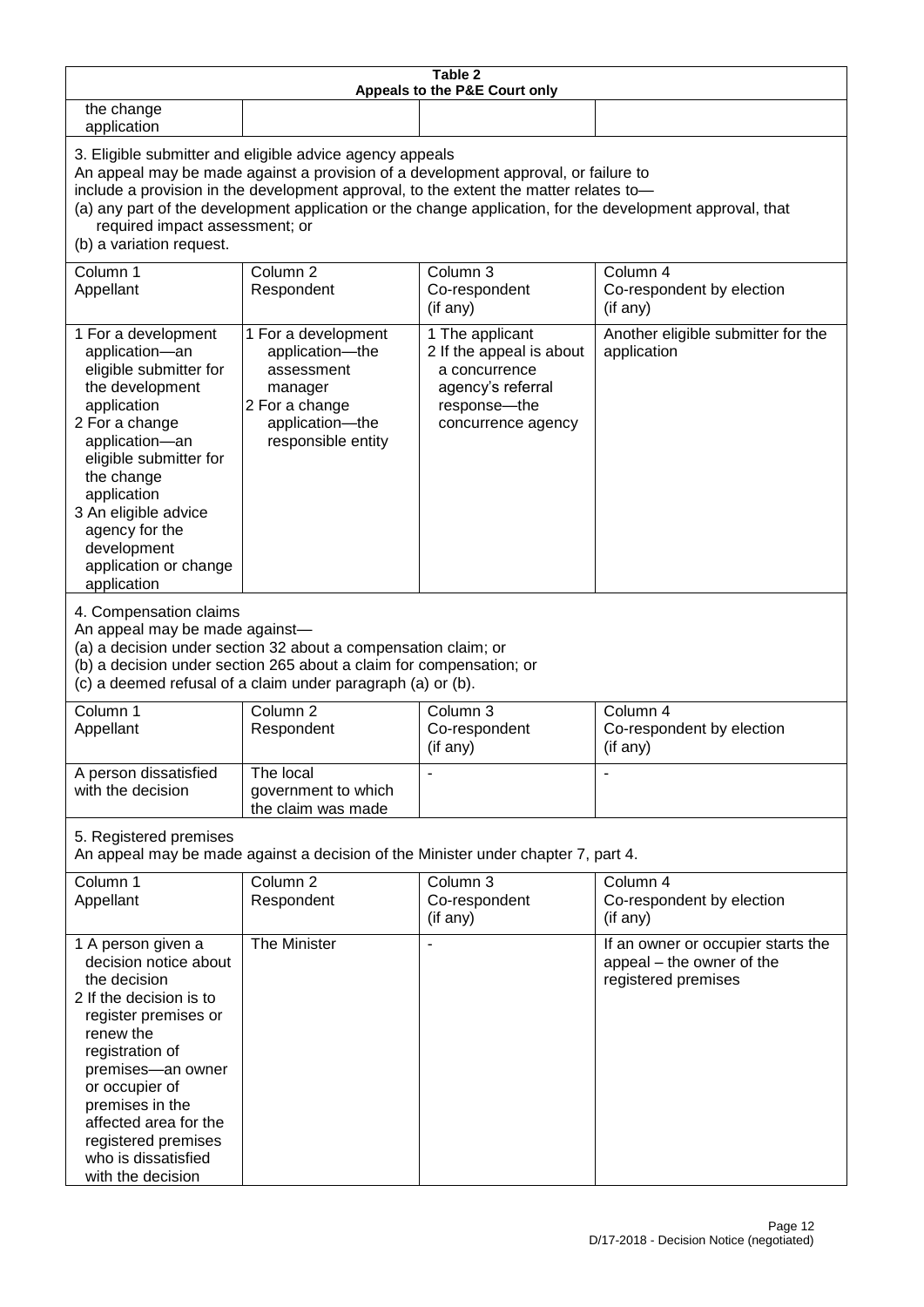**Table 2**
**Appeals to the P&E Court only**

| | | | |
|---|---|---|---|
| the change application | | | |

3. Eligible submitter and eligible advice agency appeals

An appeal may be made against a provision of a development approval, or failure to include a provision in the development approval, to the extent the matter relates to—

(a) any part of the development application or the change application, for the development approval, that required impact assessment; or

(b) a variation request.

| Column 1<br>Appellant | Column 2<br>Respondent | Column 3<br>Co-respondent<br>(if any) | Column 4<br>Co-respondent by election<br>(if any) |
|---|---|---|---|
| 1 For a development application—an eligible submitter for the development application<br>2 For a change application—an eligible submitter for the change application<br>3 An eligible advice agency for the development application or change application | 1 For a development application—the assessment manager<br>2 For a change application—the responsible entity | 1 The applicant<br>2 If the appeal is about a concurrence agency's referral response—the concurrence agency | Another eligible submitter for the application |

4. Compensation claims

An appeal may be made against—

(a) a decision under section 32 about a compensation claim; or

(b) a decision under section 265 about a claim for compensation; or

(c) a deemed refusal of a claim under paragraph (a) or (b).

| Column 1<br>Appellant | Column 2<br>Respondent | Column 3<br>Co-respondent<br>(if any) | Column 4<br>Co-respondent by election<br>(if any) |
|---|---|---|---|
| A person dissatisfied with the decision | The local government to which the claim was made | - | - |

5. Registered premises

An appeal may be made against a decision of the Minister under chapter 7, part 4.

| Column 1<br>Appellant | Column 2<br>Respondent | Column 3<br>Co-respondent<br>(if any) | Column 4<br>Co-respondent by election<br>(if any) |
|---|---|---|---|
| 1 A person given a decision notice about the decision<br>2 If the decision is to register premises or renew the registration of premises—an owner or occupier of premises in the affected area for the registered premises who is dissatisfied with the decision | The Minister | - | If an owner or occupier starts the appeal – the owner of the registered premises |

D/17-2018 - Decision Notice (negotiated)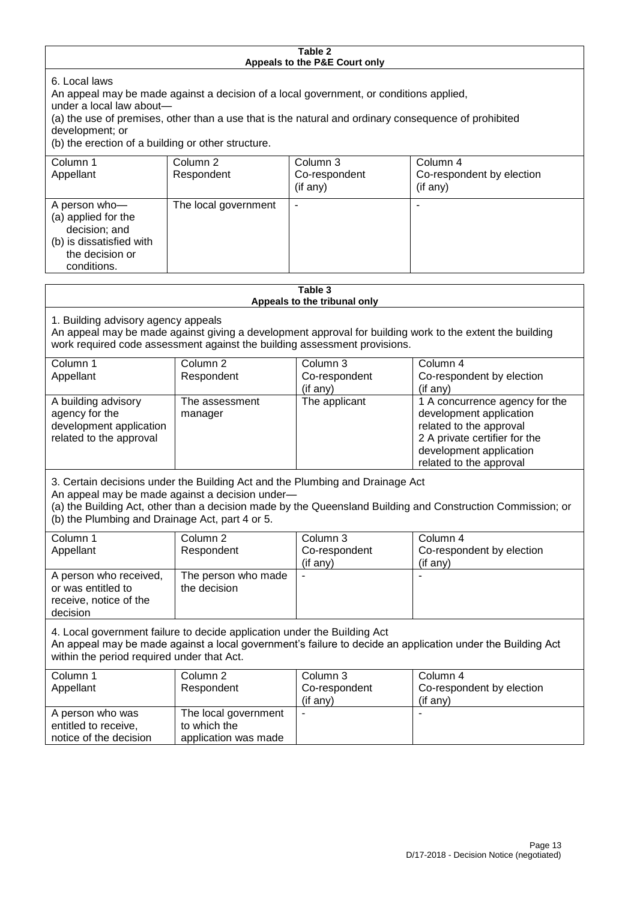**Table 2**
**Appeals to the P&E Court only**

6. Local laws

An appeal may be made against a decision of a local government, or conditions applied, under a local law about—

(a) the use of premises, other than a use that is the natural and ordinary consequence of prohibited development; or

(b) the erection of a building or other structure.

| Column 1<br>Appellant | Column 2<br>Respondent | Column 3<br>Co-respondent<br>(if any) | Column 4<br>Co-respondent by election<br>(if any) |
|---|---|---|---|
| A person who—<br>(a) applied for the decision; and<br>(b) is dissatisfied with the decision or conditions. | The local government | - | - |

**Table 3**
**Appeals to the tribunal only**

1. Building advisory agency appeals

An appeal may be made against giving a development approval for building work to the extent the building work required code assessment against the building assessment provisions.

| Column 1<br>Appellant | Column 2<br>Respondent | Column 3<br>Co-respondent<br>(if any) | Column 4<br>Co-respondent by election<br>(if any) |
|---|---|---|---|
| A building advisory agency for the development application related to the approval | The assessment manager | The applicant | 1 A concurrence agency for the development application related to the approval<br>2 A private certifier for the development application related to the approval |

3. Certain decisions under the Building Act and the Plumbing and Drainage Act

An appeal may be made against a decision under—

(a) the Building Act, other than a decision made by the Queensland Building and Construction Commission; or

(b) the Plumbing and Drainage Act, part 4 or 5.

| Column 1<br>Appellant | Column 2<br>Respondent | Column 3<br>Co-respondent<br>(if any) | Column 4<br>Co-respondent by election<br>(if any) |
|---|---|---|---|
| A person who received, or was entitled to receive, notice of the decision | The person who made the decision | - | - |

4. Local government failure to decide application under the Building Act

An appeal may be made against a local government's failure to decide an application under the Building Act within the period required under that Act.

| Column 1<br>Appellant | Column 2<br>Respondent | Column 3<br>Co-respondent<br>(if any) | Column 4<br>Co-respondent by election<br>(if any) |
|---|---|---|---|
| A person who was entitled to receive, notice of the decision | The local government to which the application was made | - | - |